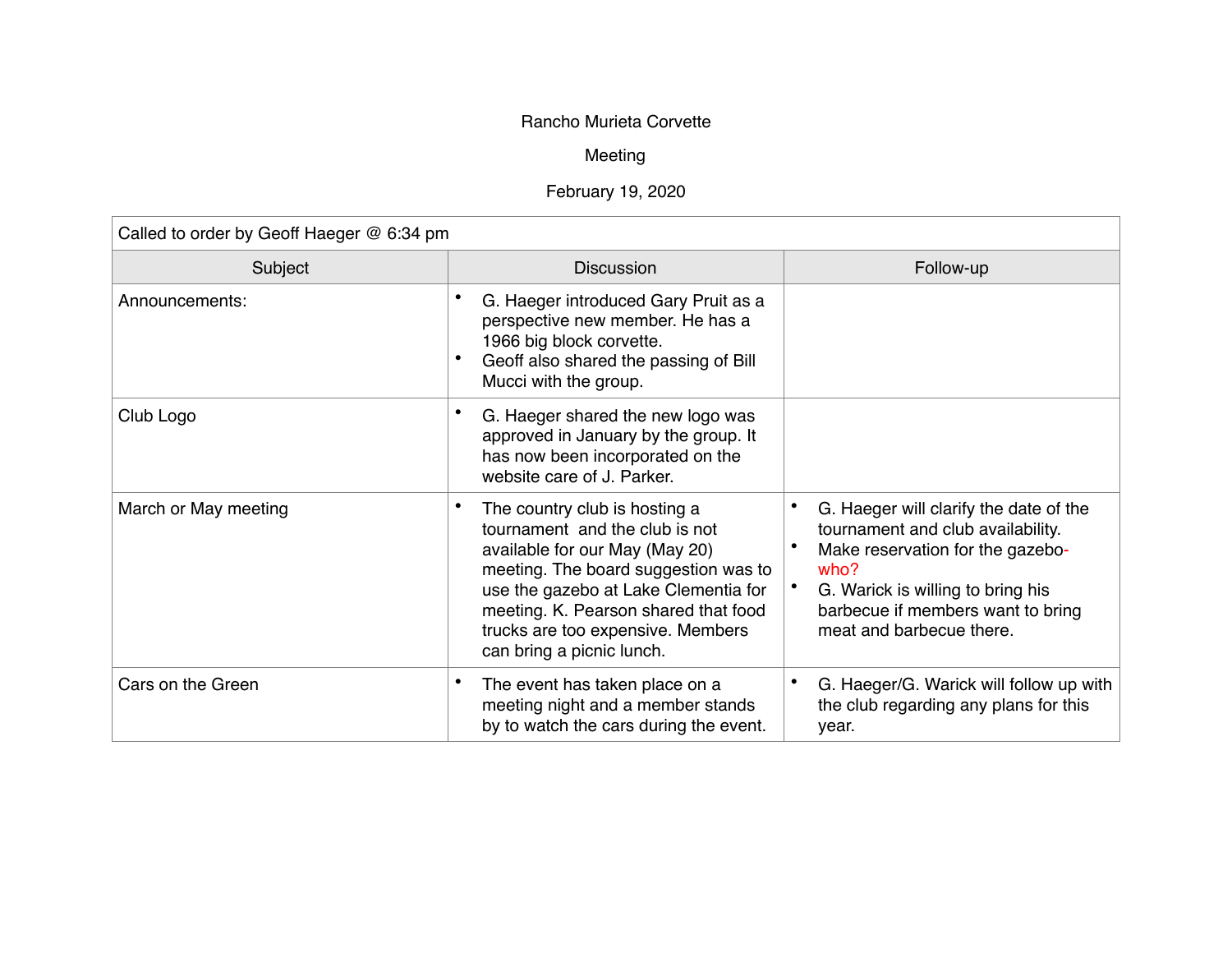Rancho Murieta Corvette

Meeting

February 19, 2020

| Called to order by Geoff Haeger @ 6:34 pm | | |
|---|---|---|
| **Subject** | **Discussion** | **Follow-up** |
| Announcements: | • G. Haeger introduced Gary Pruit as a perspective new member. He has a 1966 big block corvette.<br>• Geoff also shared the passing of Bill Mucci with the group. | |
| Club Logo | • G. Haeger shared the new logo was approved in January by the group. It has now been incorporated on the website care of J. Parker. | |
| March or May meeting | • The country club is hosting a tournament and the club is not available for our May (May 20) meeting. The board suggestion was to use the gazebo at Lake Clementia for meeting. K. Pearson shared that food trucks are too expensive. Members can bring a picnic lunch. | • G. Haeger will clarify the date of the tournament and club availability.<br>• Make reservation for the gazebo- who?<br>• G. Warick is willing to bring his barbecue if members want to bring meat and barbecue there. |
| Cars on the Green | • The event has taken place on a meeting night and a member stands by to watch the cars during the event. | • G. Haeger/G. Warick will follow up with the club regarding any plans for this year. |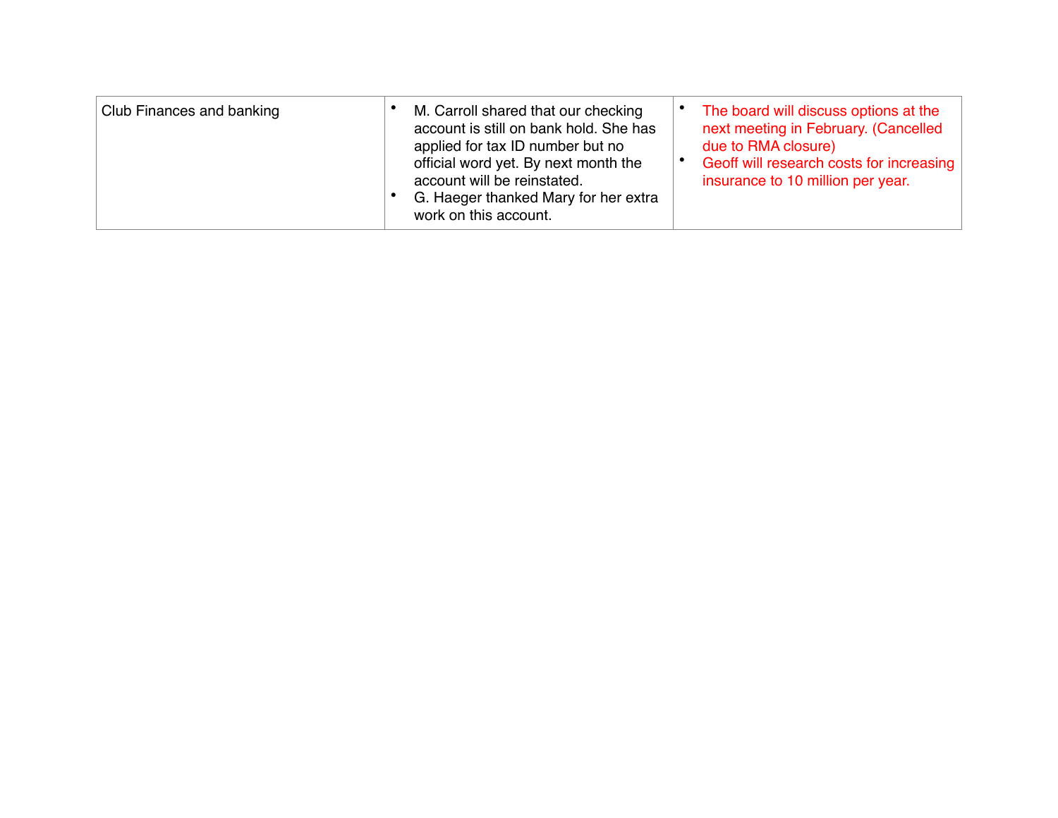| | | |
|---|---|---|
| Club Finances and banking | • M. Carroll shared that our checking account is still on bank hold. She has applied for tax ID number but no official word yet. By next month the account will be reinstated.<br>• G. Haeger thanked Mary for her extra work on this account. | • The board will discuss options at the next meeting in February. (Cancelled due to RMA closure)<br>• Geoff will research costs for increasing insurance to 10 million per year. |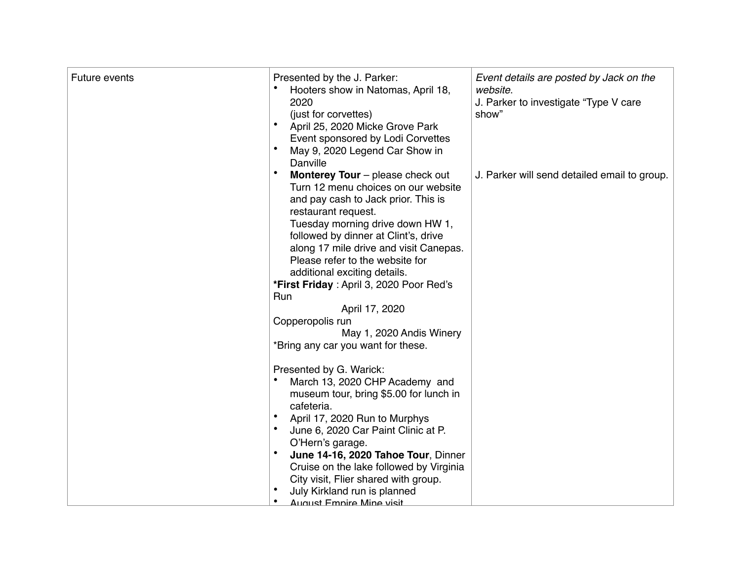| Future events | Presented by the J. Parker:<br>• Hooters show in Natomas, April 18, 2020 (just for corvettes)<br>• April 25, 2020 Micke Grove Park Event sponsored by Lodi Corvettes<br>• May 9, 2020 Legend Car Show in Danville<br>• **Monterey Tour** – please check out Turn 12 menu choices on our website and pay cash to Jack prior. This is restaurant request. Tuesday morning drive down HW 1, followed by dinner at Clint's, drive along 17 mile drive and visit Canepas. Please refer to the website for additional exciting details.<br>***First Friday** : April 3, 2020 Poor Red's Run<br>April 17, 2020 Copperopolis run<br>May 1, 2020 Andis Winery<br>*Bring any car you want for these.<br><br>Presented by G. Warick:<br>• March 13, 2020 CHP Academy and museum tour, bring $5.00 for lunch in cafeteria.<br>• April 17, 2020 Run to Murphys<br>• June 6, 2020 Car Paint Clinic at P. O'Hern's garage.<br>• **June 14-16, 2020 Tahoe Tour**, Dinner Cruise on the lake followed by Virginia City visit, Flier shared with group.<br>• July Kirkland run is planned<br>• August Empire Mine visit | *Event details are posted by Jack on the website.*<br>J. Parker to investigate "Type V care show"<br><br>J. Parker will send detailed email to group. |
|---|---|---|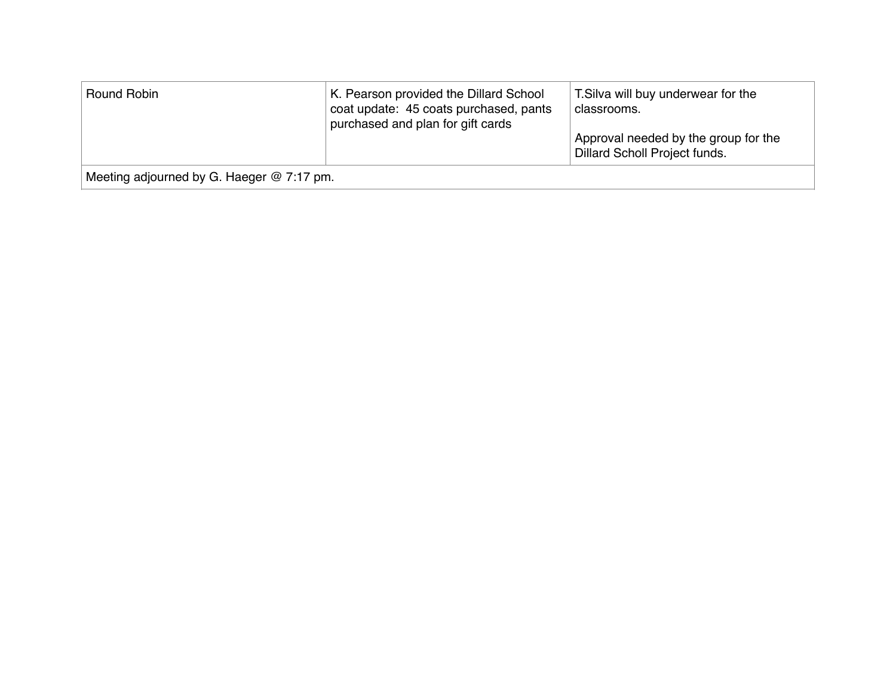| | | |
|---|---|---|
| Round Robin | K. Pearson provided the Dillard School coat update: 45 coats purchased, pants purchased and plan for gift cards | T.Silva will buy underwear for the classrooms.<br><br>Approval needed by the group for the Dillard Scholl Project funds. |
| Meeting adjourned by G. Haeger @ 7:17 pm. | | |